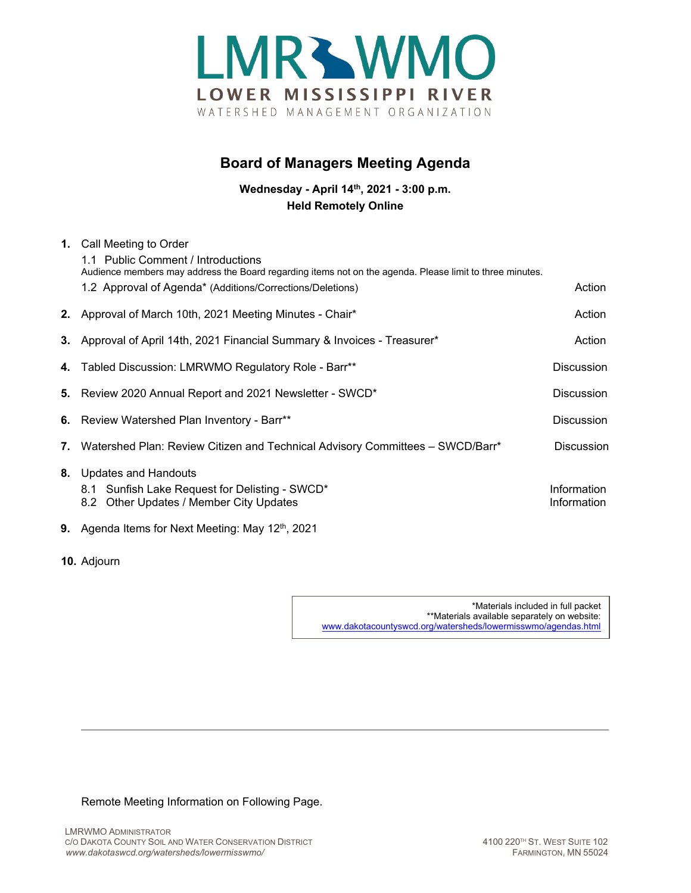# LMRWMO

**LOWER MISSISSIPPI RIVER**

WATERSHED MANAGEMENT ORGANIZATION

## Board of Managers Meeting Agenda

**Wednesday - April 14th, 2021 - 3:00 p.m.**
**Held Remotely Online**

| | | |
|---|---|---|
| **1.** | Call Meeting to Order | |
| | 1.1 Public Comment / Introductions<br>Audience members may address the Board regarding items not on the agenda. Please limit to three minutes. | |
| | 1.2 Approval of Agenda* (Additions/Corrections/Deletions) | Action |
| **2.** | Approval of March 10th, 2021 Meeting Minutes - Chair* | Action |
| **3.** | Approval of April 14th, 2021 Financial Summary & Invoices - Treasurer* | Action |
| **4.** | Tabled Discussion: LMRWMO Regulatory Role - Barr** | Discussion |
| **5.** | Review 2020 Annual Report and 2021 Newsletter - SWCD* | Discussion |
| **6.** | Review Watershed Plan Inventory - Barr** | Discussion |
| **7.** | Watershed Plan: Review Citizen and Technical Advisory Committees – SWCD/Barr* | Discussion |
| **8.** | Updates and Handouts | |
| | 8.1 Sunfish Lake Request for Delisting - SWCD* | Information |
| | 8.2 Other Updates / Member City Updates | Information |
| **9.** | Agenda Items for Next Meeting: May 12th, 2021 | |
| **10.** | Adjourn | |

*Materials included in full packet
**Materials available separately on website:
www.dakotacountyswcd.org/watersheds/lowermisswmo/agendas.html

Remote Meeting Information on Following Page.

LMRWMO Administrator
c/o Dakota County Soil and Water Conservation District
*www.dakotaswcd.org/watersheds/lowermisswmo/*

4100 220th St. West Suite 102
Farmington, MN 55024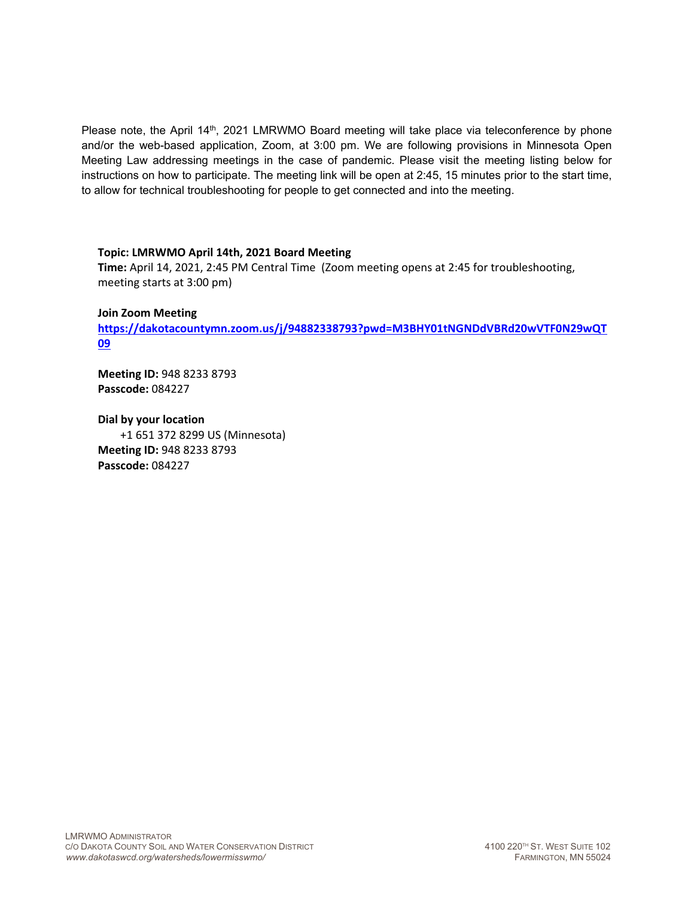Please note, the April 14th, 2021 LMRWMO Board meeting will take place via teleconference by phone and/or the web-based application, Zoom, at 3:00 pm. We are following provisions in Minnesota Open Meeting Law addressing meetings in the case of pandemic. Please visit the meeting listing below for instructions on how to participate. The meeting link will be open at 2:45, 15 minutes prior to the start time, to allow for technical troubleshooting for people to get connected and into the meeting.

**Topic: LMRWMO April 14th, 2021 Board Meeting**
**Time:** April 14, 2021, 2:45 PM Central Time (Zoom meeting opens at 2:45 for troubleshooting, meeting starts at 3:00 pm)

**Join Zoom Meeting**
**https://dakotacountymn.zoom.us/j/94882338793?pwd=M3BHY01tNGNDdVBRd20wVTF0N29wQT09**

**Meeting ID:** 948 8233 8793
**Passcode:** 084227

**Dial by your location**
+1 651 372 8299 US (Minnesota)
**Meeting ID:** 948 8233 8793
**Passcode:** 084227